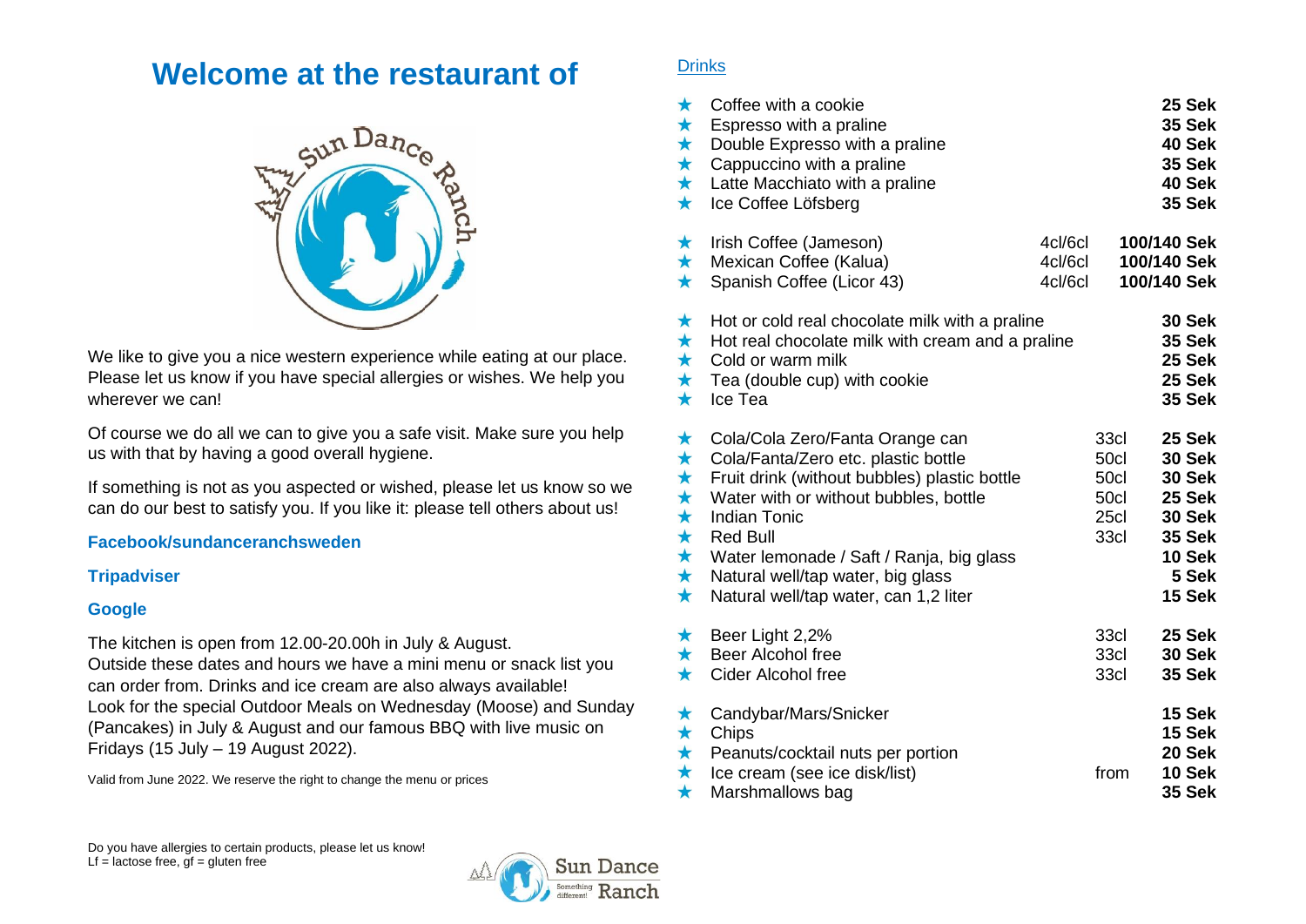# Welcome at the restaurant of

We like to give you a nice western experience while eating at our place. Please let us know if you have special allergies or wishes. We help you wherever we can!

Of course we do all we can to give you a safe visit. Make sure you help us with that by having a good overall hygiene.

If something is not as you aspected or wished, please let us know so we can do our best to satisfy you. If you like it: please tell others about us!

**Facebook/sundanceranchsweden**

**Tripadviser**

**Google**

The kitchen is open from 12.00-20.00h in July & August.
Outside these dates and hours we have a mini menu or snack list you can order from. Drinks and ice cream are also always available!
Look for the special Outdoor Meals on Wednesday (Moose) and Sunday (Pancakes) in July & August and our famous BBQ with live music on Fridays (15 July – 19 August 2022).

Valid from June 2022. We reserve the right to change the menu or prices

## Drinks

| Item | Size | Price |
|---|---|---|
| ★ Coffee with a cookie | | **25 Sek** |
| ★ Espresso with a praline | | **35 Sek** |
| ★ Double Expresso with a praline | | **40 Sek** |
| ★ Cappuccino with a praline | | **35 Sek** |
| ★ Latte Macchiato with a praline | | **40 Sek** |
| ★ Ice Coffee Löfsberg | | **35 Sek** |
| ★ Irish Coffee (Jameson) | 4cl/6cl | **100/140 Sek** |
| ★ Mexican Coffee (Kalua) | 4cl/6cl | **100/140 Sek** |
| ★ Spanish Coffee (Licor 43) | 4cl/6cl | **100/140 Sek** |
| ★ Hot or cold real chocolate milk with a praline | | **30 Sek** |
| ★ Hot real chocolate milk with cream and a praline | | **35 Sek** |
| ★ Cold or warm milk | | **25 Sek** |
| ★ Tea (double cup) with cookie | | **25 Sek** |
| ★ Ice Tea | | **35 Sek** |
| ★ Cola/Cola Zero/Fanta Orange can | 33cl | **25 Sek** |
| ★ Cola/Fanta/Zero etc. plastic bottle | 50cl | **30 Sek** |
| ★ Fruit drink (without bubbles) plastic bottle | 50cl | **30 Sek** |
| ★ Water with or without bubbles, bottle | 50cl | **25 Sek** |
| ★ Indian Tonic | 25cl | **30 Sek** |
| ★ Red Bull | 33cl | **35 Sek** |
| ★ Water lemonade / Saft / Ranja, big glass | | **10 Sek** |
| ★ Natural well/tap water, big glass | | **5 Sek** |
| ★ Natural well/tap water, can 1,2 liter | | **15 Sek** |
| ★ Beer Light 2,2% | 33cl | **25 Sek** |
| ★ Beer Alcohol free | 33cl | **30 Sek** |
| ★ Cider Alcohol free | 33cl | **35 Sek** |
| ★ Candybar/Mars/Snicker | | **15 Sek** |
| ★ Chips | | **15 Sek** |
| ★ Peanuts/cocktail nuts per portion | | **20 Sek** |
| ★ Ice cream (see ice disk/list) | from | **10 Sek** |
| ★ Marshmallows bag | | **35 Sek** |

Do you have allergies to certain products, please let us know!
Lf = lactose free, gf = gluten free

Sun Dance Ranch – Something different!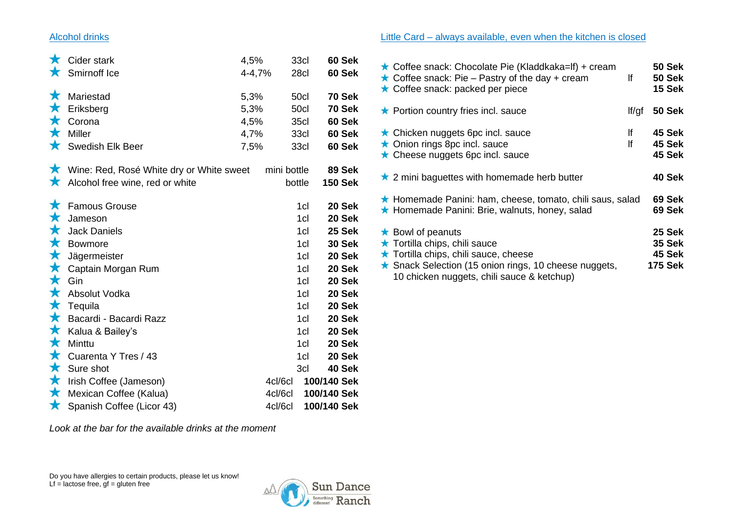## Alcohol drinks

| | | | |
|---|---|---|---|
| ★ Cider stark | 4,5% | 33cl | **60 Sek** |
| ★ Smirnoff Ice | 4-4,7% | 28cl | **60 Sek** |
| ★ Mariestad | 5,3% | 50cl | **70 Sek** |
| ★ Eriksberg | 5,3% | 50cl | **70 Sek** |
| ★ Corona | 4,5% | 35cl | **60 Sek** |
| ★ Miller | 4,7% | 33cl | **60 Sek** |
| ★ Swedish Elk Beer | 7,5% | 33cl | **60 Sek** |
| ★ Wine: Red, Rosé White dry or White sweet | | mini bottle | **89 Sek** |
| ★ Alcohol free wine, red or white | | bottle | **150 Sek** |
| ★ Famous Grouse | | 1cl | **20 Sek** |
| ★ Jameson | | 1cl | **20 Sek** |
| ★ Jack Daniels | | 1cl | **25 Sek** |
| ★ Bowmore | | 1cl | **30 Sek** |
| ★ Jägermeister | | 1cl | **20 Sek** |
| ★ Captain Morgan Rum | | 1cl | **20 Sek** |
| ★ Gin | | 1cl | **20 Sek** |
| ★ Absolut Vodka | | 1cl | **20 Sek** |
| ★ Tequila | | 1cl | **20 Sek** |
| ★ Bacardi - Bacardi Razz | | 1cl | **20 Sek** |
| ★ Kalua & Bailey's | | 1cl | **20 Sek** |
| ★ Minttu | | 1cl | **20 Sek** |
| ★ Cuarenta Y Tres / 43 | | 1cl | **20 Sek** |
| ★ Sure shot | | 3cl | **40 Sek** |
| ★ Irish Coffee (Jameson) | | 4cl/6cl | **100/140 Sek** |
| ★ Mexican Coffee (Kalua) | | 4cl/6cl | **100/140 Sek** |
| ★ Spanish Coffee (Licor 43) | | 4cl/6cl | **100/140 Sek** |

*Look at the bar for the available drinks at the moment*

## Little Card – always available, even when the kitchen is closed

| | | |
|---|---|---|
| ★ Coffee snack: Chocolate Pie (Kladdkaka=lf) + cream | | **50 Sek** |
| ★ Coffee snack: Pie – Pastry of the day + cream | lf | **50 Sek** |
| ★ Coffee snack: packed per piece | | **15 Sek** |
| ★ Portion country fries incl. sauce | lf/gf | **50 Sek** |
| ★ Chicken nuggets 6pc incl. sauce | lf | **45 Sek** |
| ★ Onion rings 8pc incl. sauce | lf | **45 Sek** |
| ★ Cheese nuggets 6pc incl. sauce | | **45 Sek** |
| ★ 2 mini baguettes with homemade herb butter | | **40 Sek** |
| ★ Homemade Panini: ham, cheese, tomato, chili saus, salad | | **69 Sek** |
| ★ Homemade Panini: Brie, walnuts, honey, salad | | **69 Sek** |
| ★ Bowl of peanuts | | **25 Sek** |
| ★ Tortilla chips, chili sauce | | **35 Sek** |
| ★ Tortilla chips, chili sauce, cheese | | **45 Sek** |
| ★ Snack Selection (15 onion rings, 10 cheese nuggets, 10 chicken nuggets, chili sauce & ketchup) | | **175 Sek** |

Do you have allergies to certain products, please let us know!
Lf = lactose free, gf = gluten free

Sun Dance Ranch – Something different!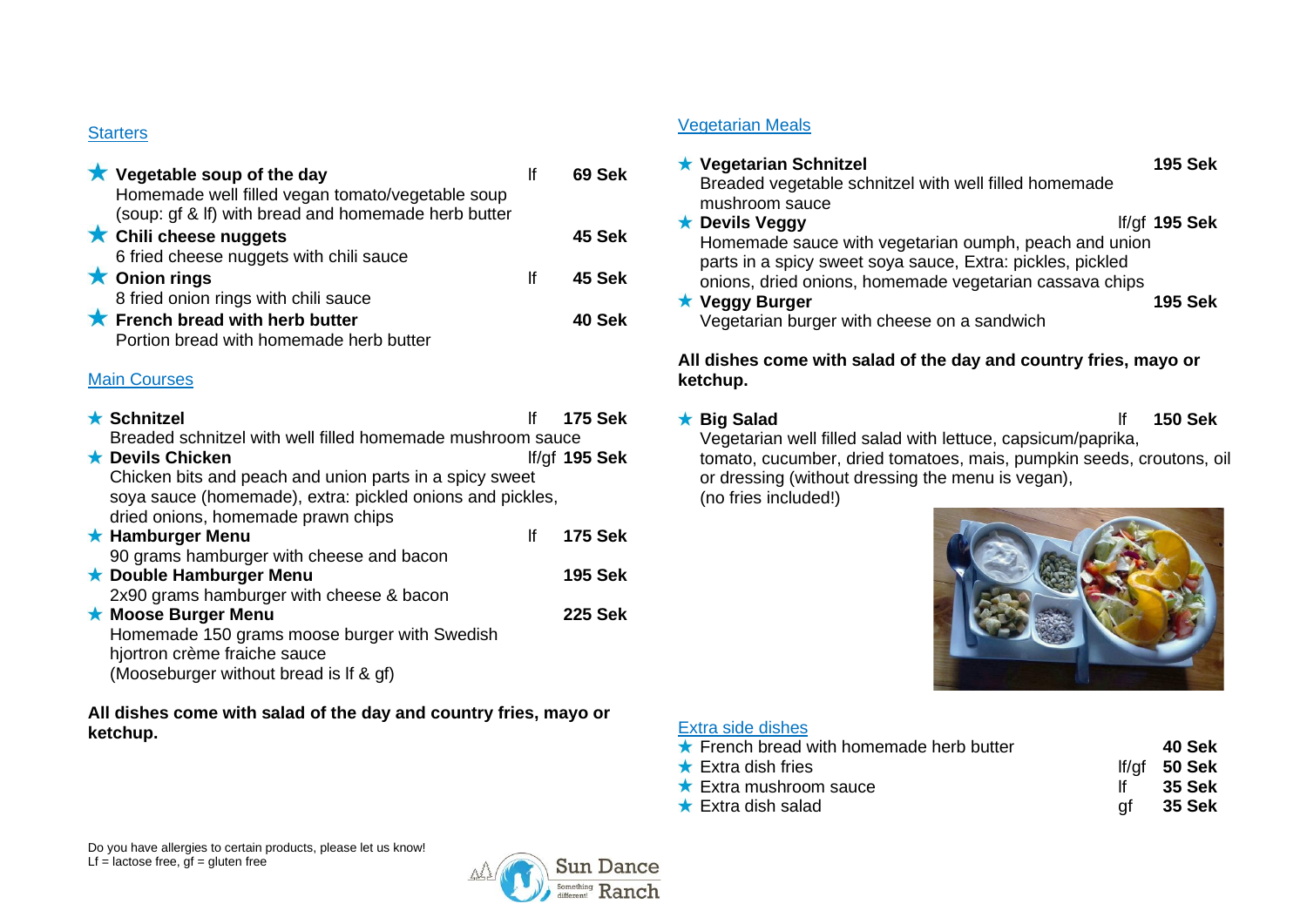## Starters

- **Vegetable soup of the day** lf **69 Sek**
  Homemade well filled vegan tomato/vegetable soup (soup: gf & lf) with bread and homemade herb butter
- **Chili cheese nuggets** **45 Sek**
  6 fried cheese nuggets with chili sauce
- **Onion rings** lf **45 Sek**
  8 fried onion rings with chili sauce
- **French bread with herb butter** **40 Sek**
  Portion bread with homemade herb butter

## Main Courses

- **Schnitzel** lf **175 Sek**
  Breaded schnitzel with well filled homemade mushroom sauce
- **Devils Chicken** lf/gf **195 Sek**
  Chicken bits and peach and union parts in a spicy sweet soya sauce (homemade), extra: pickled onions and pickles, dried onions, homemade prawn chips
- **Hamburger Menu** lf **175 Sek**
  90 grams hamburger with cheese and bacon
- **Double Hamburger Menu** **195 Sek**
  2x90 grams hamburger with cheese & bacon
- **Moose Burger Menu** **225 Sek**
  Homemade 150 grams moose burger with Swedish hjortron crème fraiche sauce
  (Mooseburger without bread is lf & gf)

**All dishes come with salad of the day and country fries, mayo or ketchup.**

## Vegetarian Meals

- **Vegetarian Schnitzel** **195 Sek**
  Breaded vegetable schnitzel with well filled homemade mushroom sauce
- **Devils Veggy** lf/gf **195 Sek**
  Homemade sauce with vegetarian oumph, peach and union parts in a spicy sweet soya sauce, Extra: pickles, pickled onions, dried onions, homemade vegetarian cassava chips
- **Veggy Burger** **195 Sek**
  Vegetarian burger with cheese on a sandwich

**All dishes come with salad of the day and country fries, mayo or ketchup.**

- **Big Salad** lf **150 Sek**
  Vegetarian well filled salad with lettuce, capsicum/paprika, tomato, cucumber, dried tomatoes, mais, pumpkin seeds, croutons, oil or dressing (without dressing the menu is vegan), (no fries included!)

## Extra side dishes

- French bread with homemade herb butter **40 Sek**
- Extra dish fries lf/gf **50 Sek**
- Extra mushroom sauce lf **35 Sek**
- Extra dish salad gf **35 Sek**

Do you have allergies to certain products, please let us know!
Lf = lactose free, gf = gluten free

Sun Dance Ranch – Something different!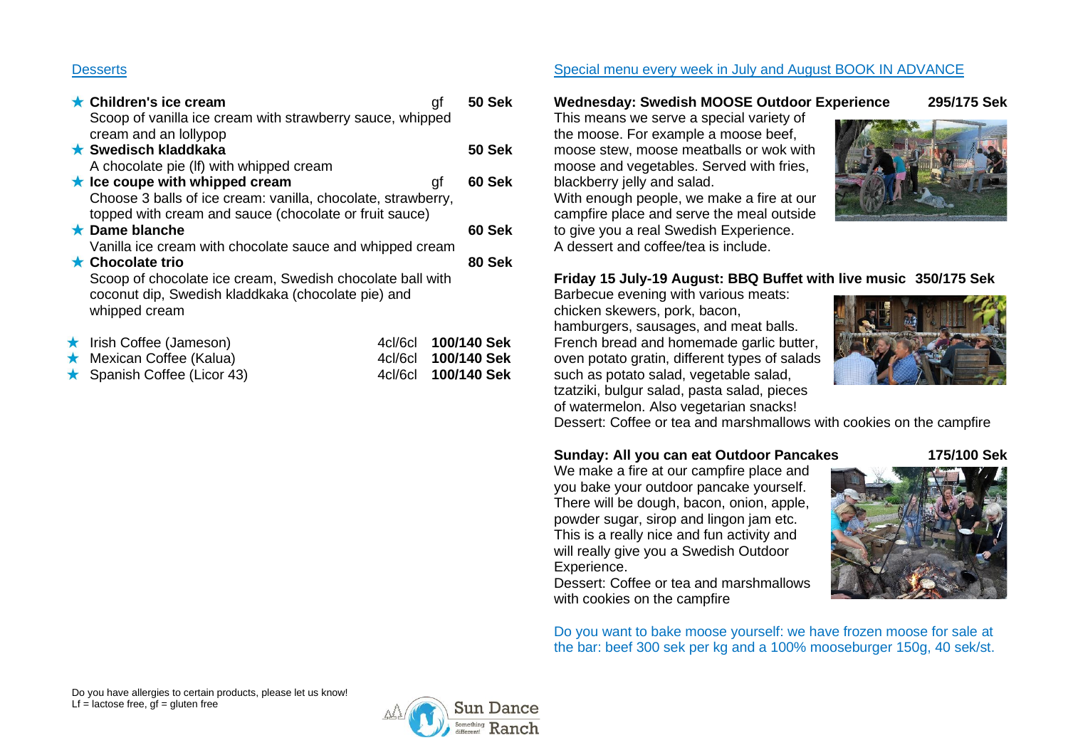## Desserts

- **Children's ice cream** — gf — **50 Sek**
  Scoop of vanilla ice cream with strawberry sauce, whipped cream and an lollypop
- **Swedisch kladdkaka** — **50 Sek**
  A chocolate pie (lf) with whipped cream
- **Ice coupe with whipped cream** — gf — **60 Sek**
  Choose 3 balls of ice cream: vanilla, chocolate, strawberry, topped with cream and sauce (chocolate or fruit sauce)
- **Dame blanche** — **60 Sek**
  Vanilla ice cream with chocolate sauce and whipped cream
- **Chocolate trio** — **80 Sek**
  Scoop of chocolate ice cream, Swedish chocolate ball with coconut dip, Swedish kladdkaka (chocolate pie) and whipped cream

| | | |
|---|---|---|
| Irish Coffee (Jameson) | 4cl/6cl | **100/140 Sek** |
| Mexican Coffee (Kalua) | 4cl/6cl | **100/140 Sek** |
| Spanish Coffee (Licor 43) | 4cl/6cl | **100/140 Sek** |

## Special menu every week in July and August BOOK IN ADVANCE

**Wednesday: Swedish MOOSE Outdoor Experience** — **295/175 Sek**

This means we serve a special variety of the moose. For example a moose beef, moose stew, moose meatballs or wok with moose and vegetables. Served with fries, blackberry jelly and salad.
With enough people, we make a fire at our campfire place and serve the meal outside to give you a real Swedish Experience.
A dessert and coffee/tea is include.

**Friday 15 July-19 August: BBQ Buffet with live music** — **350/175 Sek**

Barbecue evening with various meats: chicken skewers, pork, bacon, hamburgers, sausages, and meat balls. French bread and homemade garlic butter, oven potato gratin, different types of salads such as potato salad, vegetable salad, tzatziki, bulgur salad, pasta salad, pieces of watermelon. Also vegetarian snacks!
Dessert: Coffee or tea and marshmallows with cookies on the campfire

**Sunday: All you can eat Outdoor Pancakes** — **175/100 Sek**

We make a fire at our campfire place and you bake your outdoor pancake yourself. There will be dough, bacon, onion, apple, powder sugar, sirop and lingon jam etc. This is a really nice and fun activity and will really give you a Swedish Outdoor Experience.
Dessert: Coffee or tea and marshmallows with cookies on the campfire

Do you want to bake moose yourself: we have frozen moose for sale at the bar: beef 300 sek per kg and a 100% mooseburger 150g, 40 sek/st.

Do you have allergies to certain products, please let us know!
Lf = lactose free, gf = gluten free

Sun Dance Ranch — Something different!